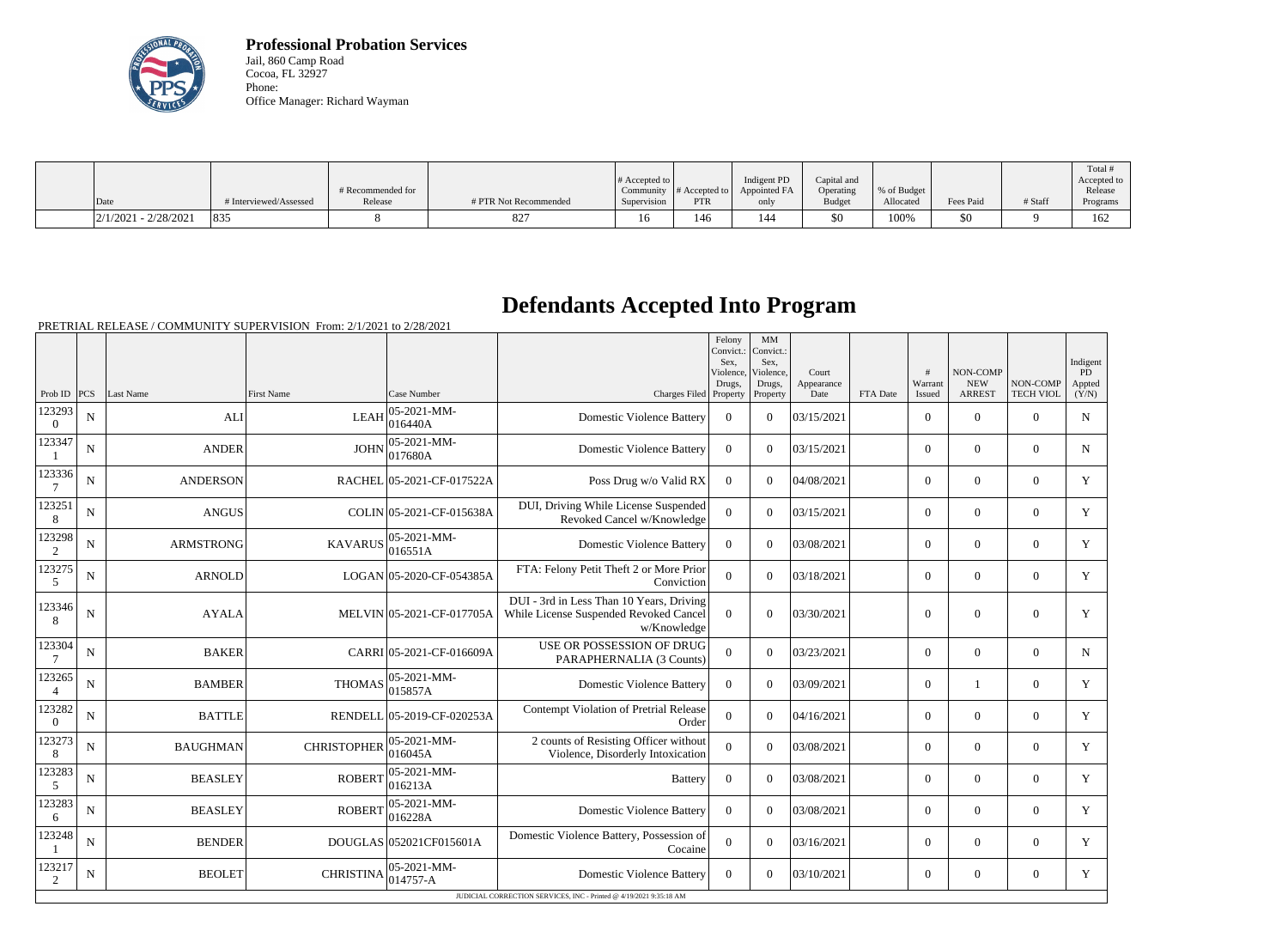**Professional Probation Services**
Jail, 860 Camp Road
Cocoa, FL 32927
Phone:
Office Manager: Richard Wayman

| Date | # Interviewed/Assessed | # Recommended for Release | # PTR Not Recommended | # Accepted to Community Supervision | # Accepted to PTR | Indigent PD Appointed FA only | Capital and Operating Budget | % of Budget Allocated | Fees Paid | # Staff | Total # Accepted to Release Programs |
|---|---|---|---|---|---|---|---|---|---|---|---|
| 2/1/2021 - 2/28/2021 | 835 | 8 | 827 | 16 | 146 | 144 | $0 | 100% | $0 | 9 | 162 |

# Defendants Accepted Into Program

PRETRIAL RELEASE / COMMUNITY SUPERVISION From: 2/1/2021 to 2/28/2021

| Prob ID | PCS | Last Name | First Name | Case Number | Charges Filed | Felony Convict.: Sex, Violence, Drugs, Property | MM Convict.: Sex, Violence, Drugs, Property | Court Appearance Date | FTA Date | # Warrant Issued | NON-COMP NEW ARREST | NON-COMP TECH VIOL | Indigent PD Appted (Y/N) |
|---|---|---|---|---|---|---|---|---|---|---|---|---|---|
| 1232930 | N | ALI | LEAH | 05-2021-MM-016440A | Domestic Violence Battery | 0 | 0 | 03/15/2021 | | 0 | 0 | 0 | N |
| 1233471 | N | ANDER | JOHN | 05-2021-MM-017680A | Domestic Violence Battery | 0 | 0 | 03/15/2021 | | 0 | 0 | 0 | N |
| 1233367 | N | ANDERSON | RACHEL | 05-2021-CF-017522A | Poss Drug w/o Valid RX | 0 | 0 | 04/08/2021 | | 0 | 0 | 0 | Y |
| 1232518 | N | ANGUS | COLIN | 05-2021-CF-015638A | DUI, Driving While License Suspended Revoked Cancel w/Knowledge | 0 | 0 | 03/15/2021 | | 0 | 0 | 0 | Y |
| 1232982 | N | ARMSTRONG | KAVARUS | 05-2021-MM-016551A | Domestic Violence Battery | 0 | 0 | 03/08/2021 | | 0 | 0 | 0 | Y |
| 1232755 | N | ARNOLD | LOGAN | 05-2020-CF-054385A | FTA: Felony Petit Theft 2 or More Prior Conviction | 0 | 0 | 03/18/2021 | | 0 | 0 | 0 | Y |
| 1233468 | N | AYALA | MELVIN | 05-2021-CF-017705A | DUI - 3rd in Less Than 10 Years, Driving While License Suspended Revoked Cancel w/Knowledge | 0 | 0 | 03/30/2021 | | 0 | 0 | 0 | Y |
| 1233047 | N | BAKER | CARRI | 05-2021-CF-016609A | USE OR POSSESSION OF DRUG PARAPHERNALIA (3 Counts) | 0 | 0 | 03/23/2021 | | 0 | 0 | 0 | N |
| 1232654 | N | BAMBER | THOMAS | 05-2021-MM-015857A | Domestic Violence Battery | 0 | 0 | 03/09/2021 | | 0 | 1 | 0 | Y |
| 1232820 | N | BATTLE | RENDELL | 05-2019-CF-020253A | Contempt Violation of Pretrial Release Order | 0 | 0 | 04/16/2021 | | 0 | 0 | 0 | Y |
| 1232738 | N | BAUGHMAN | CHRISTOPHER | 05-2021-MM-016045A | 2 counts of Resisting Officer without Violence, Disorderly Intoxication | 0 | 0 | 03/08/2021 | | 0 | 0 | 0 | Y |
| 1232835 | N | BEASLEY | ROBERT | 05-2021-MM-016213A | Battery | 0 | 0 | 03/08/2021 | | 0 | 0 | 0 | Y |
| 1232836 | N | BEASLEY | ROBERT | 05-2021-MM-016228A | Domestic Violence Battery | 0 | 0 | 03/08/2021 | | 0 | 0 | 0 | Y |
| 1232481 | N | BENDER | DOUGLAS | 052021CF015601A | Domestic Violence Battery, Possession of Cocaine | 0 | 0 | 03/16/2021 | | 0 | 0 | 0 | Y |
| 1232172 | N | BEOLET | CHRISTINA | 05-2021-MM-014757-A | Domestic Violence Battery | 0 | 0 | 03/10/2021 | | 0 | 0 | 0 | Y |

JUDICIAL CORRECTION SERVICES, INC - Printed @ 4/19/2021 9:35:18 AM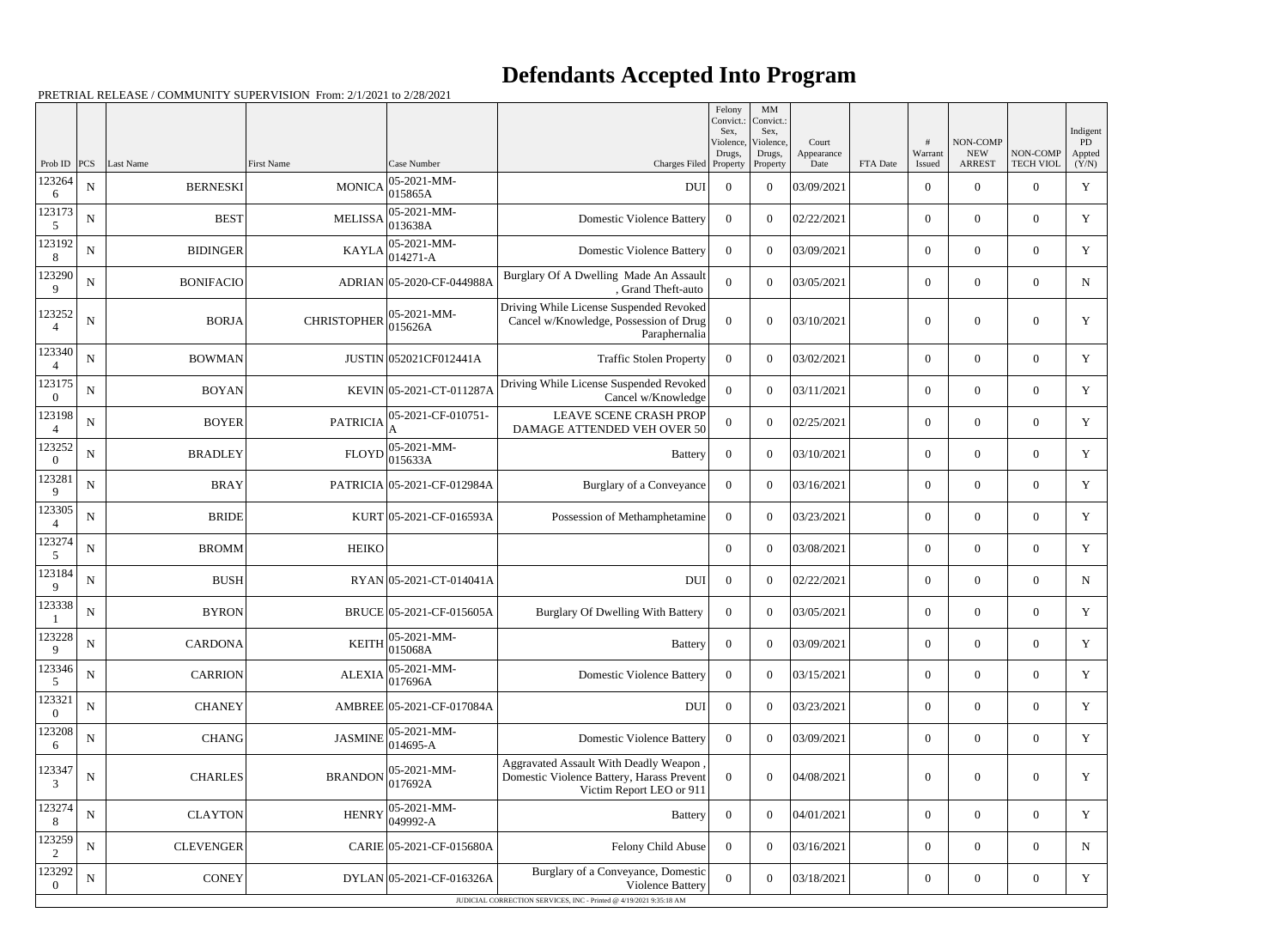# Defendants Accepted Into Program

PRETRIAL RELEASE / COMMUNITY SUPERVISION From: 2/1/2021 to 2/28/2021

| Prob ID | PCS | Last Name | First Name | Case Number | Charges Filed | Felony Convict.: Sex, Violence, Drugs, Property | MM Convict.: Sex, Violence, Drugs, Property | Court Appearance Date | FTA Date | # Warrant Issued | NON-COMP NEW ARREST | NON-COMP TECH VIOL | Indigent PD Appted (Y/N) |
|---|---|---|---|---|---|---|---|---|---|---|---|---|---|
| 1232646 | N | BERNESKI | MONICA | 05-2021-MM-015865A | DUI | 0 | 0 | 03/09/2021 | | 0 | 0 | 0 | Y |
| 1231735 | N | BEST | MELISSA | 05-2021-MM-013638A | Domestic Violence Battery | 0 | 0 | 02/22/2021 | | 0 | 0 | 0 | Y |
| 1231928 | N | BIDINGER | KAYLA | 05-2021-MM-014271-A | Domestic Violence Battery | 0 | 0 | 03/09/2021 | | 0 | 0 | 0 | Y |
| 1232909 | N | BONIFACIO | ADRIAN | 05-2020-CF-044988A | Burglary Of A Dwelling Made An Assault , Grand Theft-auto | 0 | 0 | 03/05/2021 | | 0 | 0 | 0 | N |
| 1232524 | N | BORJA | CHRISTOPHER | 05-2021-MM-015626A | Driving While License Suspended Revoked Cancel w/Knowledge, Possession of Drug Paraphernalia | 0 | 0 | 03/10/2021 | | 0 | 0 | 0 | Y |
| 1233404 | N | BOWMAN | JUSTIN | 052021CF012441A | Traffic Stolen Property | 0 | 0 | 03/02/2021 | | 0 | 0 | 0 | Y |
| 1231750 | N | BOYAN | KEVIN | 05-2021-CT-011287A | Driving While License Suspended Revoked Cancel w/Knowledge | 0 | 0 | 03/11/2021 | | 0 | 0 | 0 | Y |
| 1231984 | N | BOYER | PATRICIA | 05-2021-CF-010751-A | LEAVE SCENE CRASH PROP DAMAGE ATTENDED VEH OVER 50 | 0 | 0 | 02/25/2021 | | 0 | 0 | 0 | Y |
| 1232520 | N | BRADLEY | FLOYD | 05-2021-MM-015633A | Battery | 0 | 0 | 03/10/2021 | | 0 | 0 | 0 | Y |
| 1232819 | N | BRAY | PATRICIA | 05-2021-CF-012984A | Burglary of a Conveyance | 0 | 0 | 03/16/2021 | | 0 | 0 | 0 | Y |
| 1233054 | N | BRIDE | KURT | 05-2021-CF-016593A | Possession of Methamphetamine | 0 | 0 | 03/23/2021 | | 0 | 0 | 0 | Y |
| 1232745 | N | BROMM | HEIKO | | | 0 | 0 | 03/08/2021 | | 0 | 0 | 0 | Y |
| 1231849 | N | BUSH | RYAN | 05-2021-CT-014041A | DUI | 0 | 0 | 02/22/2021 | | 0 | 0 | 0 | N |
| 1233381 | N | BYRON | BRUCE | 05-2021-CF-015605A | Burglary Of Dwelling With Battery | 0 | 0 | 03/05/2021 | | 0 | 0 | 0 | Y |
| 1232289 | N | CARDONA | KEITH | 05-2021-MM-015068A | Battery | 0 | 0 | 03/09/2021 | | 0 | 0 | 0 | Y |
| 1233465 | N | CARRION | ALEXIA | 05-2021-MM-017696A | Domestic Violence Battery | 0 | 0 | 03/15/2021 | | 0 | 0 | 0 | Y |
| 1233210 | N | CHANEY | AMBREE | 05-2021-CF-017084A | DUI | 0 | 0 | 03/23/2021 | | 0 | 0 | 0 | Y |
| 1232086 | N | CHANG | JASMINE | 05-2021-MM-014695-A | Domestic Violence Battery | 0 | 0 | 03/09/2021 | | 0 | 0 | 0 | Y |
| 1233473 | N | CHARLES | BRANDON | 05-2021-MM-017692A | Aggravated Assault With Deadly Weapon , Domestic Violence Battery, Harass Prevent Victim Report LEO or 911 | 0 | 0 | 04/08/2021 | | 0 | 0 | 0 | Y |
| 1232748 | N | CLAYTON | HENRY | 05-2021-MM-049992-A | Battery | 0 | 0 | 04/01/2021 | | 0 | 0 | 0 | Y |
| 1232592 | N | CLEVENGER | CARIE | 05-2021-CF-015680A | Felony Child Abuse | 0 | 0 | 03/16/2021 | | 0 | 0 | 0 | N |
| 1232920 | N | CONEY | DYLAN | 05-2021-CF-016326A | Burglary of a Conveyance, Domestic Violence Battery | 0 | 0 | 03/18/2021 | | 0 | 0 | 0 | Y |

JUDICIAL CORRECTION SERVICES, INC - Printed @ 4/19/2021 9:35:18 AM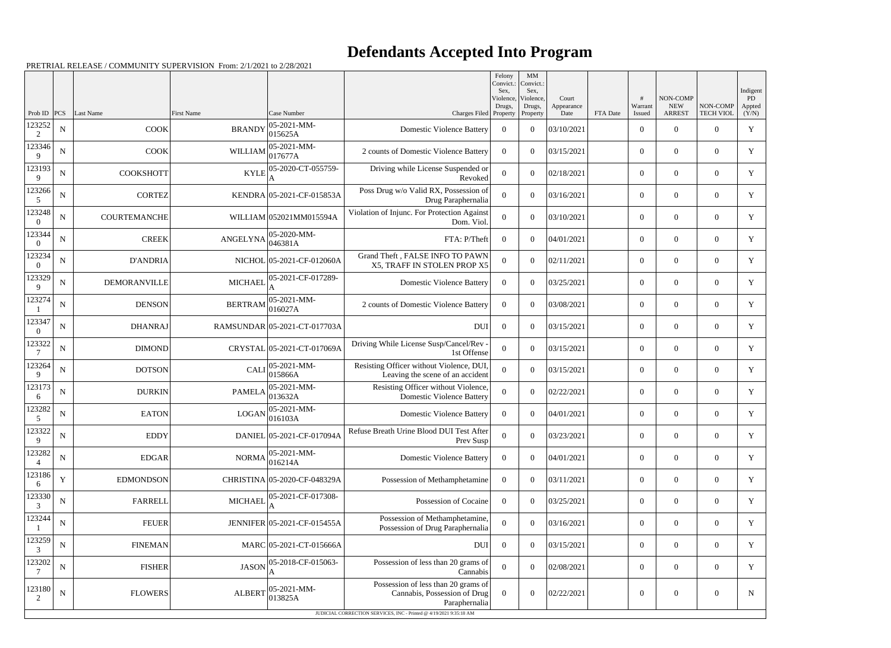# Defendants Accepted Into Program

PRETRIAL RELEASE / COMMUNITY SUPERVISION From: 2/1/2021 to 2/28/2021

| Prob ID | PCS | Last Name | First Name | Case Number | Charges Filed | Felony Convict.: Sex, Violence, Drugs, Property | MM Convict.: Sex, Violence, Drugs, Property | Court Appearance Date | FTA Date | # Warrant Issued | NON-COMP NEW ARREST | NON-COMP TECH VIOL | Indigent PD Appted (Y/N) |
|---|---|---|---|---|---|---|---|---|---|---|---|---|---|
| 1232522 | N | COOK | BRANDY | 05-2021-MM-015625A | Domestic Violence Battery | 0 | 0 | 03/10/2021 | | 0 | 0 | 0 | Y |
| 1233469 | N | COOK | WILLIAM | 05-2021-MM-017677A | 2 counts of Domestic Violence Battery | 0 | 0 | 03/15/2021 | | 0 | 0 | 0 | Y |
| 1231939 | N | COOKSHOTT | KYLE | 05-2020-CT-055759-A | Driving while License Suspended or Revoked | 0 | 0 | 02/18/2021 | | 0 | 0 | 0 | Y |
| 1232665 | N | CORTEZ | KENDRA | 05-2021-CF-015853A | Poss Drug w/o Valid RX, Possession of Drug Paraphernalia | 0 | 0 | 03/16/2021 | | 0 | 0 | 0 | Y |
| 1232480 | N | COURTEMANCHE | WILLIAM | 052021MM015594A | Violation of Injunc. For Protection Against Dom. Viol. | 0 | 0 | 03/10/2021 | | 0 | 0 | 0 | Y |
| 1233440 | N | CREEK | ANGELYNA | 05-2020-MM-046381A | FTA: P/Theft | 0 | 0 | 04/01/2021 | | 0 | 0 | 0 | Y |
| 1232340 | N | D'ANDRIA | NICHOL | 05-2021-CF-012060A | Grand Theft , FALSE INFO TO PAWN X5, TRAFF IN STOLEN PROP X5 | 0 | 0 | 02/11/2021 | | 0 | 0 | 0 | Y |
| 1233299 | N | DEMORANVILLE | MICHAEL | 05-2021-CF-017289-A | Domestic Violence Battery | 0 | 0 | 03/25/2021 | | 0 | 0 | 0 | Y |
| 1232741 | N | DENSON | BERTRAM | 05-2021-MM-016027A | 2 counts of Domestic Violence Battery | 0 | 0 | 03/08/2021 | | 0 | 0 | 0 | Y |
| 1233470 | N | DHANRAJ | RAMSUNDAR | 05-2021-CT-017703A | DUI | 0 | 0 | 03/15/2021 | | 0 | 0 | 0 | Y |
| 1233227 | N | DIMOND | CRYSTAL | 05-2021-CT-017069A | Driving While License Susp/Cancel/Rev - 1st Offense | 0 | 0 | 03/15/2021 | | 0 | 0 | 0 | Y |
| 1232649 | N | DOTSON | CALI | 05-2021-MM-015866A | Resisting Officer without Violence, DUI, Leaving the scene of an accident | 0 | 0 | 03/15/2021 | | 0 | 0 | 0 | Y |
| 1231736 | N | DURKIN | PAMELA | 05-2021-MM-013632A | Resisting Officer without Violence, Domestic Violence Battery | 0 | 0 | 02/22/2021 | | 0 | 0 | 0 | Y |
| 1232825 | N | EATON | LOGAN | 05-2021-MM-016103A | Domestic Violence Battery | 0 | 0 | 04/01/2021 | | 0 | 0 | 0 | Y |
| 1233229 | N | EDDY | DANIEL | 05-2021-CF-017094A | Refuse Breath Urine Blood DUI Test After Prev Susp | 0 | 0 | 03/23/2021 | | 0 | 0 | 0 | Y |
| 1232824 | N | EDGAR | NORMA | 05-2021-MM-016214A | Domestic Violence Battery | 0 | 0 | 04/01/2021 | | 0 | 0 | 0 | Y |
| 1231866 | Y | EDMONDSON | CHRISTINA | 05-2020-CF-048329A | Possession of Methamphetamine | 0 | 0 | 03/11/2021 | | 0 | 0 | 0 | Y |
| 1233303 | N | FARRELL | MICHAEL | 05-2021-CF-017308-A | Possession of Cocaine | 0 | 0 | 03/25/2021 | | 0 | 0 | 0 | Y |
| 1232441 | N | FEUER | JENNIFER | 05-2021-CF-015455A | Possession of Methamphetamine, Possession of Drug Paraphernalia | 0 | 0 | 03/16/2021 | | 0 | 0 | 0 | Y |
| 1232593 | N | FINEMAN | MARC | 05-2021-CT-015666A | DUI | 0 | 0 | 03/15/2021 | | 0 | 0 | 0 | Y |
| 1232027 | N | FISHER | JASON | 05-2018-CF-015063-A | Possession of less than 20 grams of Cannabis | 0 | 0 | 02/08/2021 | | 0 | 0 | 0 | Y |
| 1231802 | N | FLOWERS | ALBERT | 05-2021-MM-013825A | Possession of less than 20 grams of Cannabis, Possession of Drug Paraphernalia | 0 | 0 | 02/22/2021 | | 0 | 0 | 0 | N |

JUDICIAL CORRECTION SERVICES, INC - Printed @ 4/19/2021 9:35:18 AM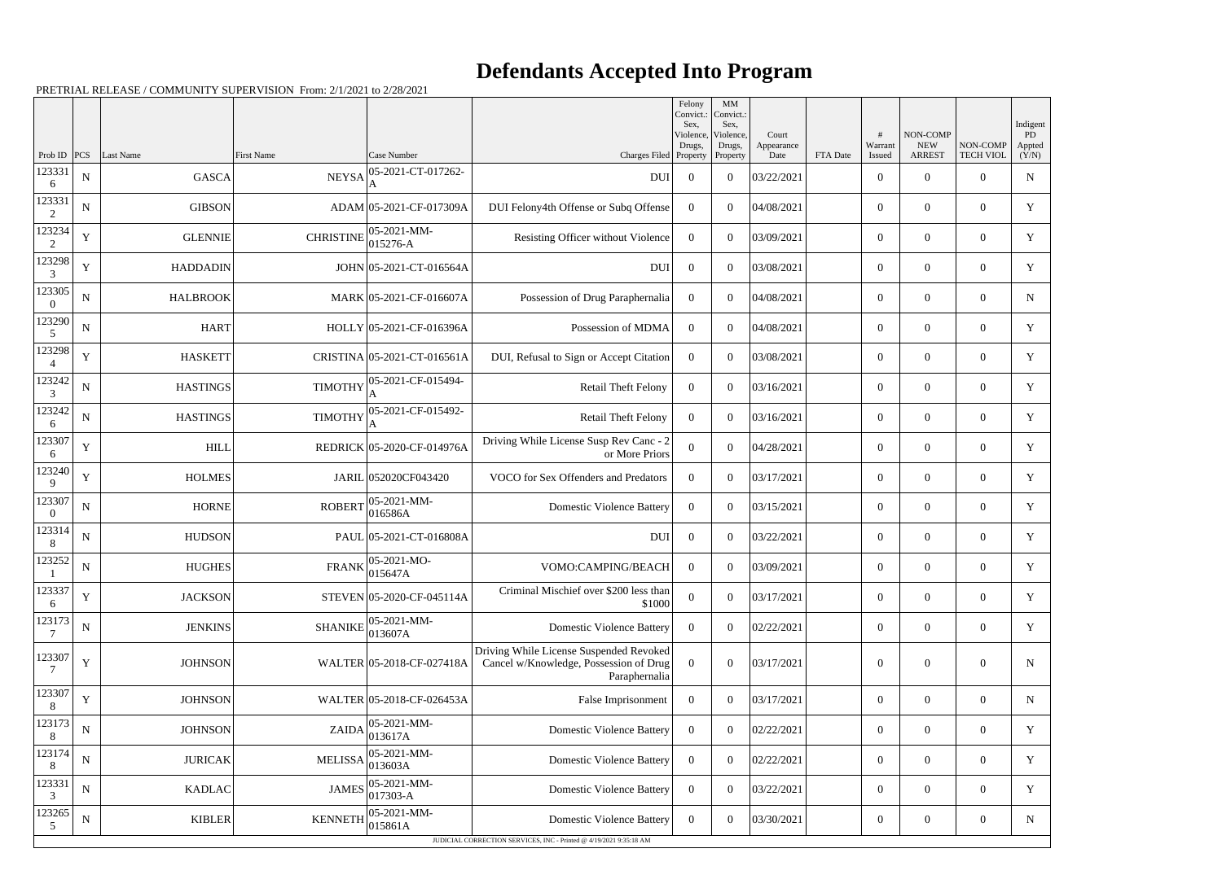# Defendants Accepted Into Program

PRETRIAL RELEASE / COMMUNITY SUPERVISION From: 2/1/2021 to 2/28/2021

| Prob ID | PCS | Last Name | First Name | Case Number | Charges Filed | Felony Convict.: Sex, Violence, Drugs, Property | MM Convict.: Sex, Violence, Drugs, Property | Court Appearance Date | FTA Date | # Warrant Issued | NON-COMP NEW ARREST | NON-COMP TECH VIOL | Indigent PD Appted (Y/N) |
|---|---|---|---|---|---|---|---|---|---|---|---|---|---|
| 1233316 | N | GASCA | NEYSA | 05-2021-CT-017262-A | DUI | 0 | 0 | 03/22/2021 | | 0 | 0 | 0 | N |
| 1233312 | N | GIBSON | ADAM | 05-2021-CF-017309A | DUI Felony4th Offense or Subq Offense | 0 | 0 | 04/08/2021 | | 0 | 0 | 0 | Y |
| 1232342 | Y | GLENNIE | CHRISTINE | 05-2021-MM-015276-A | Resisting Officer without Violence | 0 | 0 | 03/09/2021 | | 0 | 0 | 0 | Y |
| 1232983 | Y | HADDADIN | JOHN | 05-2021-CT-016564A | DUI | 0 | 0 | 03/08/2021 | | 0 | 0 | 0 | Y |
| 1233050 | N | HALBROOK | MARK | 05-2021-CF-016607A | Possession of Drug Paraphernalia | 0 | 0 | 04/08/2021 | | 0 | 0 | 0 | N |
| 1232905 | N | HART | HOLLY | 05-2021-CF-016396A | Possession of MDMA | 0 | 0 | 04/08/2021 | | 0 | 0 | 0 | Y |
| 1232984 | Y | HASKETT | CRISTINA | 05-2021-CT-016561A | DUI, Refusal to Sign or Accept Citation | 0 | 0 | 03/08/2021 | | 0 | 0 | 0 | Y |
| 1232423 | N | HASTINGS | TIMOTHY | 05-2021-CF-015494-A | Retail Theft Felony | 0 | 0 | 03/16/2021 | | 0 | 0 | 0 | Y |
| 1232426 | N | HASTINGS | TIMOTHY | 05-2021-CF-015492-A | Retail Theft Felony | 0 | 0 | 03/16/2021 | | 0 | 0 | 0 | Y |
| 1233076 | Y | HILL | REDRICK | 05-2020-CF-014976A | Driving While License Susp Rev Canc - 2 or More Priors | 0 | 0 | 04/28/2021 | | 0 | 0 | 0 | Y |
| 1232409 | Y | HOLMES | JARIL | 052020CF043420 | VOCO for Sex Offenders and Predators | 0 | 0 | 03/17/2021 | | 0 | 0 | 0 | Y |
| 1233070 | N | HORNE | ROBERT | 05-2021-MM-016586A | Domestic Violence Battery | 0 | 0 | 03/15/2021 | | 0 | 0 | 0 | Y |
| 1233148 | N | HUDSON | PAUL | 05-2021-CT-016808A | DUI | 0 | 0 | 03/22/2021 | | 0 | 0 | 0 | Y |
| 1232521 | N | HUGHES | FRANK | 05-2021-MO-015647A | VOMO:CAMPING/BEACH | 0 | 0 | 03/09/2021 | | 0 | 0 | 0 | Y |
| 1233376 | Y | JACKSON | STEVEN | 05-2020-CF-045114A | Criminal Mischief over $200 less than $1000 | 0 | 0 | 03/17/2021 | | 0 | 0 | 0 | Y |
| 1231737 | N | JENKINS | SHANIKE | 05-2021-MM-013607A | Domestic Violence Battery | 0 | 0 | 02/22/2021 | | 0 | 0 | 0 | Y |
| 1233077 | Y | JOHNSON | WALTER | 05-2018-CF-027418A | Driving While License Suspended Revoked Cancel w/Knowledge, Possession of Drug Paraphernalia | 0 | 0 | 03/17/2021 | | 0 | 0 | 0 | N |
| 1233078 | Y | JOHNSON | WALTER | 05-2018-CF-026453A | False Imprisonment | 0 | 0 | 03/17/2021 | | 0 | 0 | 0 | N |
| 1231738 | N | JOHNSON | ZAIDA | 05-2021-MM-013617A | Domestic Violence Battery | 0 | 0 | 02/22/2021 | | 0 | 0 | 0 | Y |
| 1231748 | N | JURICAK | MELISSA | 05-2021-MM-013603A | Domestic Violence Battery | 0 | 0 | 02/22/2021 | | 0 | 0 | 0 | Y |
| 1233313 | N | KADLAC | JAMES | 05-2021-MM-017303-A | Domestic Violence Battery | 0 | 0 | 03/22/2021 | | 0 | 0 | 0 | Y |
| 1232655 | N | KIBLER | KENNETH | 05-2021-MM-015861A | Domestic Violence Battery | 0 | 0 | 03/30/2021 | | 0 | 0 | 0 | N |

JUDICIAL CORRECTION SERVICES, INC - Printed @ 4/19/2021 9:35:18 AM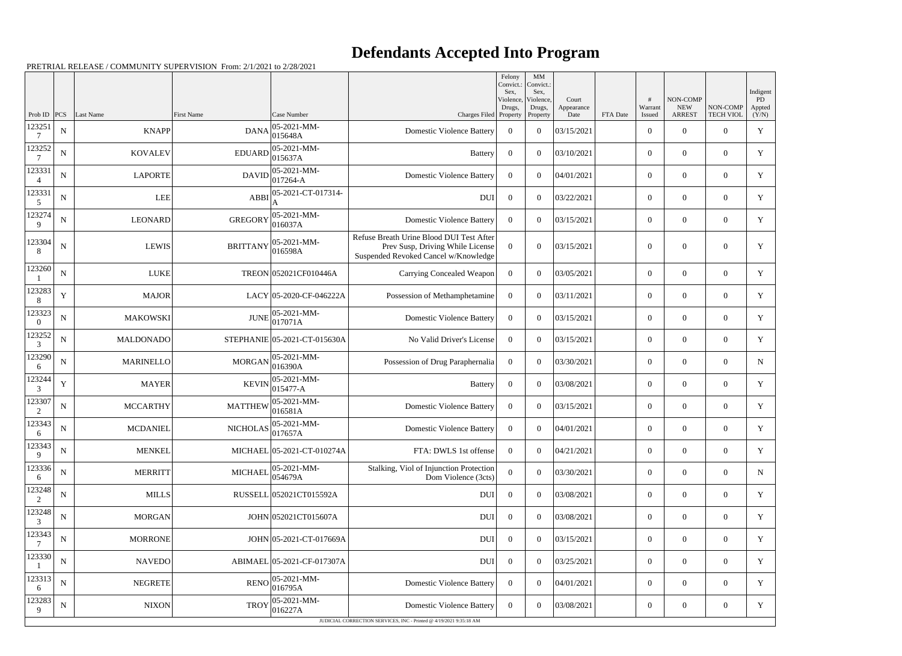# Defendants Accepted Into Program

PRETRIAL RELEASE / COMMUNITY SUPERVISION From: 2/1/2021 to 2/28/2021

| Prob ID | PCS | Last Name | First Name | Case Number | Charges Filed | Felony Convict.: Sex, Violence, Drugs, Property | MM Convict.: Sex, Violence, Drugs, Property | Court Appearance Date | FTA Date | # Warrant Issued | NON-COMP NEW ARREST | NON-COMP TECH VIOL | Indigent PD Appted (Y/N) |
|---|---|---|---|---|---|---|---|---|---|---|---|---|---|
| 1232517 | N | KNAPP | DANA | 05-2021-MM-015648A | Domestic Violence Battery | 0 | 0 | 03/15/2021 | | 0 | 0 | 0 | Y |
| 1232527 | N | KOVALEV | EDUARD | 05-2021-MM-015637A | Battery | 0 | 0 | 03/10/2021 | | 0 | 0 | 0 | Y |
| 1233314 | N | LAPORTE | DAVID | 05-2021-MM-017264-A | Domestic Violence Battery | 0 | 0 | 04/01/2021 | | 0 | 0 | 0 | Y |
| 1233315 | N | LEE | ABBI | 05-2021-CT-017314-A | DUI | 0 | 0 | 03/22/2021 | | 0 | 0 | 0 | Y |
| 1232749 | N | LEONARD | GREGORY | 05-2021-MM-016037A | Domestic Violence Battery | 0 | 0 | 03/15/2021 | | 0 | 0 | 0 | Y |
| 1233048 | N | LEWIS | BRITTANY | 05-2021-MM-016598A | Refuse Breath Urine Blood DUI Test After Prev Susp, Driving While License Suspended Revoked Cancel w/Knowledge | 0 | 0 | 03/15/2021 | | 0 | 0 | 0 | Y |
| 1232601 | N | LUKE | TREON | 052021CF010446A | Carrying Concealed Weapon | 0 | 0 | 03/05/2021 | | 0 | 0 | 0 | Y |
| 1232838 | Y | MAJOR | LACY | 05-2020-CF-046222A | Possession of Methamphetamine | 0 | 0 | 03/11/2021 | | 0 | 0 | 0 | Y |
| 1233230 | N | MAKOWSKI | JUNE | 05-2021-MM-017071A | Domestic Violence Battery | 0 | 0 | 03/15/2021 | | 0 | 0 | 0 | Y |
| 1232523 | N | MALDONADO | STEPHANIE | 05-2021-CT-015630A | No Valid Driver's License | 0 | 0 | 03/15/2021 | | 0 | 0 | 0 | Y |
| 1232906 | N | MARINELLO | MORGAN | 05-2021-MM-016390A | Possession of Drug Paraphernalia | 0 | 0 | 03/30/2021 | | 0 | 0 | 0 | N |
| 1232443 | Y | MAYER | KEVIN | 05-2021-MM-015477-A | Battery | 0 | 0 | 03/08/2021 | | 0 | 0 | 0 | Y |
| 1233072 | N | MCCARTHY | MATTHEW | 05-2021-MM-016581A | Domestic Violence Battery | 0 | 0 | 03/15/2021 | | 0 | 0 | 0 | Y |
| 1233436 | N | MCDANIEL | NICHOLAS | 05-2021-MM-017657A | Domestic Violence Battery | 0 | 0 | 04/01/2021 | | 0 | 0 | 0 | Y |
| 1233439 | N | MENKEL | MICHAEL | 05-2021-CT-010274A | FTA: DWLS 1st offense | 0 | 0 | 04/21/2021 | | 0 | 0 | 0 | Y |
| 1233366 | N | MERRITT | MICHAEL | 05-2021-MM-054679A | Stalking, Viol of Injunction Protection Dom Violence (3cts) | 0 | 0 | 03/30/2021 | | 0 | 0 | 0 | N |
| 1232482 | N | MILLS | RUSSELL | 052021CT015592A | DUI | 0 | 0 | 03/08/2021 | | 0 | 0 | 0 | Y |
| 1232483 | N | MORGAN | JOHN | 052021CT015607A | DUI | 0 | 0 | 03/08/2021 | | 0 | 0 | 0 | Y |
| 1233437 | N | MORRONE | JOHN | 05-2021-CT-017669A | DUI | 0 | 0 | 03/15/2021 | | 0 | 0 | 0 | Y |
| 1233301 | N | NAVEDO | ABIMAEL | 05-2021-CF-017307A | DUI | 0 | 0 | 03/25/2021 | | 0 | 0 | 0 | Y |
| 1233136 | N | NEGRETE | RENO | 05-2021-MM-016795A | Domestic Violence Battery | 0 | 0 | 04/01/2021 | | 0 | 0 | 0 | Y |
| 1232839 | N | NIXON | TROY | 05-2021-MM-016227A | Domestic Violence Battery | 0 | 0 | 03/08/2021 | | 0 | 0 | 0 | Y |

JUDICIAL CORRECTION SERVICES, INC - Printed @ 4/19/2021 9:35:18 AM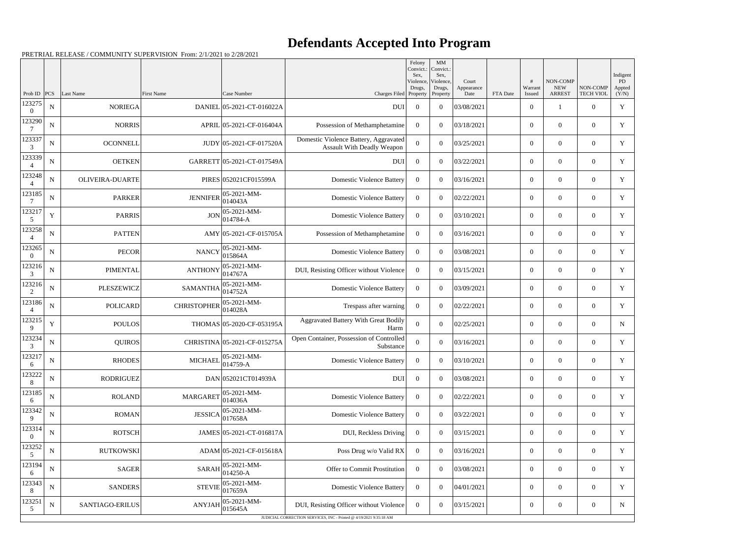# Defendants Accepted Into Program

PRETRIAL RELEASE / COMMUNITY SUPERVISION From: 2/1/2021 to 2/28/2021

| Prob ID | PCS | Last Name | First Name | Case Number | Charges Filed | Felony Convict.: Sex, Violence, Drugs, Property | MM Convict.: Sex, Violence, Drugs, Property | Court Appearance Date | FTA Date | # Warrant Issued | NON-COMP NEW ARREST | NON-COMP TECH VIOL | Indigent PD Appted (Y/N) |
|---|---|---|---|---|---|---|---|---|---|---|---|---|---|
| 1232750 | N | NORIEGA | DANIEL | 05-2021-CT-016022A | DUI | 0 | 0 | 03/08/2021 | | 0 | 1 | 0 | Y |
| 1232907 | N | NORRIS | APRIL | 05-2021-CF-016404A | Possession of Methamphetamine | 0 | 0 | 03/18/2021 | | 0 | 0 | 0 | Y |
| 1233373 | N | OCONNELL | JUDY | 05-2021-CF-017520A | Domestic Violence Battery, Aggravated Assault With Deadly Weapon | 0 | 0 | 03/25/2021 | | 0 | 0 | 0 | Y |
| 1233394 | N | OETKEN | GARRETT | 05-2021-CT-017549A | DUI | 0 | 0 | 03/22/2021 | | 0 | 0 | 0 | Y |
| 1232484 | N | OLIVEIRA-DUARTE | PIRES | 052021CF015599A | Domestic Violence Battery | 0 | 0 | 03/16/2021 | | 0 | 0 | 0 | Y |
| 1231857 | N | PARKER | JENNIFER | 05-2021-MM-014043A | Domestic Violence Battery | 0 | 0 | 02/22/2021 | | 0 | 0 | 0 | Y |
| 1232175 | Y | PARRIS | JON | 05-2021-MM-014784-A | Domestic Violence Battery | 0 | 0 | 03/10/2021 | | 0 | 0 | 0 | Y |
| 1232584 | N | PATTEN | AMY | 05-2021-CF-015705A | Possession of Methamphetamine | 0 | 0 | 03/16/2021 | | 0 | 0 | 0 | Y |
| 1232650 | N | PECOR | NANCY | 05-2021-MM-015864A | Domestic Violence Battery | 0 | 0 | 03/08/2021 | | 0 | 0 | 0 | Y |
| 1232163 | N | PIMENTAL | ANTHONY | 05-2021-MM-014767A | DUI, Resisting Officer without Violence | 0 | 0 | 03/15/2021 | | 0 | 0 | 0 | Y |
| 1232162 | N | PLESZEWICZ | SAMANTHA | 05-2021-MM-014752A | Domestic Violence Battery | 0 | 0 | 03/09/2021 | | 0 | 0 | 0 | Y |
| 1231864 | N | POLICARD | CHRISTOPHER | 05-2021-MM-014028A | Trespass after warning | 0 | 0 | 02/22/2021 | | 0 | 0 | 0 | Y |
| 1232159 | Y | POULOS | THOMAS | 05-2020-CF-053195A | Aggravated Battery With Great Bodily Harm | 0 | 0 | 02/25/2021 | | 0 | 0 | 0 | N |
| 1232343 | N | QUIROS | CHRISTINA | 05-2021-CF-015275A | Open Container, Possession of Controlled Substance | 0 | 0 | 03/16/2021 | | 0 | 0 | 0 | Y |
| 1232176 | N | RHODES | MICHAEL | 05-2021-MM-014759-A | Domestic Violence Battery | 0 | 0 | 03/10/2021 | | 0 | 0 | 0 | Y |
| 1232228 | N | RODRIGUEZ | DAN | 052021CT014939A | DUI | 0 | 0 | 03/08/2021 | | 0 | 0 | 0 | Y |
| 1231856 | N | ROLAND | MARGARET | 05-2021-MM-014036A | Domestic Violence Battery | 0 | 0 | 02/22/2021 | | 0 | 0 | 0 | Y |
| 1233429 | N | ROMAN | JESSICA | 05-2021-MM-017658A | Domestic Violence Battery | 0 | 0 | 03/22/2021 | | 0 | 0 | 0 | Y |
| 1233140 | N | ROTSCH | JAMES | 05-2021-CT-016817A | DUI, Reckless Driving | 0 | 0 | 03/15/2021 | | 0 | 0 | 0 | Y |
| 1232525 | N | RUTKOWSKI | ADAM | 05-2021-CF-015618A | Poss Drug w/o Valid RX | 0 | 0 | 03/16/2021 | | 0 | 0 | 0 | Y |
| 1231946 | N | SAGER | SARAH | 05-2021-MM-014250-A | Offer to Commit Prostitution | 0 | 0 | 03/08/2021 | | 0 | 0 | 0 | Y |
| 1233438 | N | SANDERS | STEVIE | 05-2021-MM-017659A | Domestic Violence Battery | 0 | 0 | 04/01/2021 | | 0 | 0 | 0 | Y |
| 1232515 | N | SANTIAGO-ERILUS | ANYJAH | 05-2021-MM-015645A | DUI, Resisting Officer without Violence | 0 | 0 | 03/15/2021 | | 0 | 0 | 0 | N |

JUDICIAL CORRECTION SERVICES, INC - Printed @ 4/19/2021 9:35:18 AM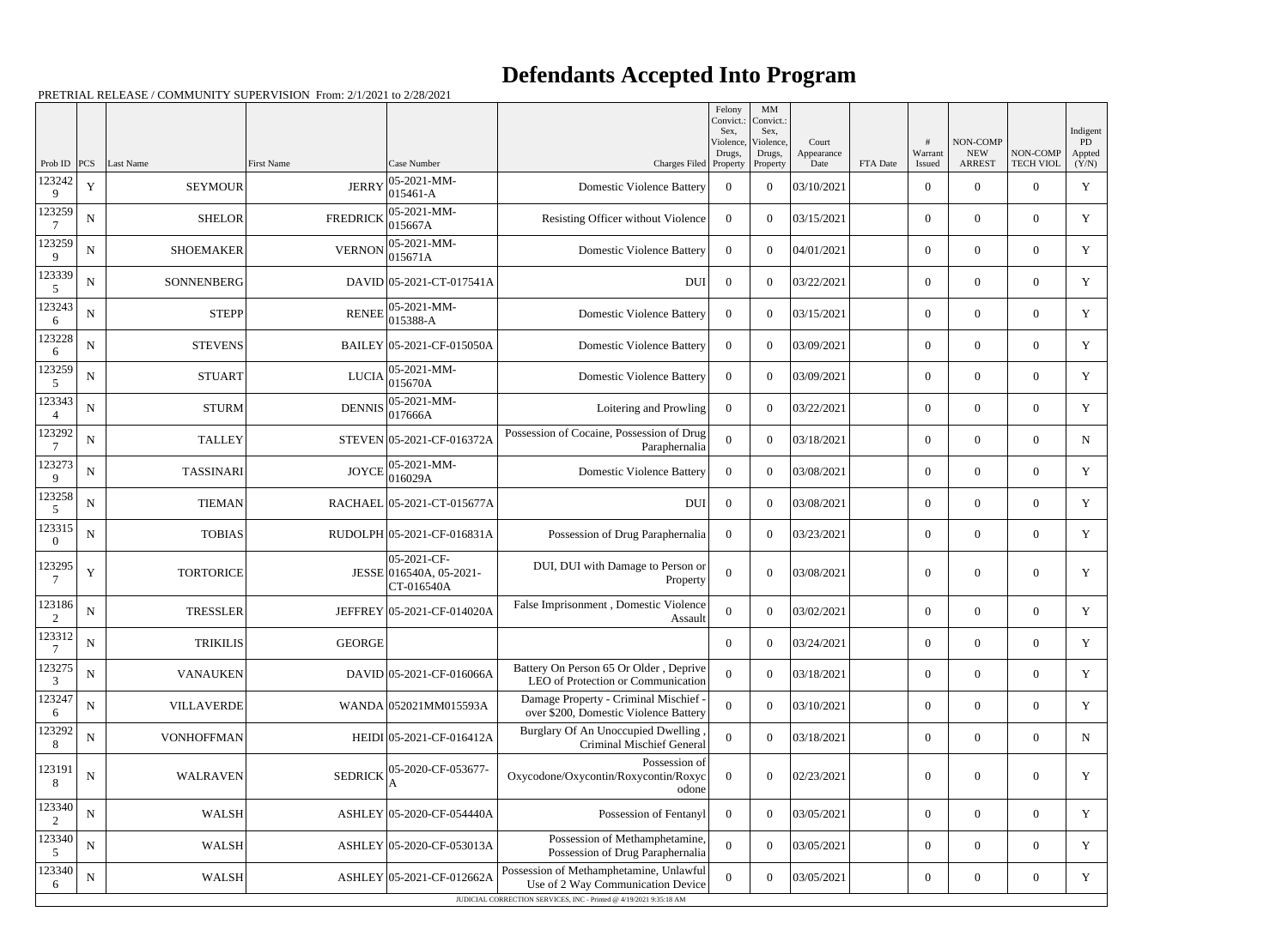# Defendants Accepted Into Program

PRETRIAL RELEASE / COMMUNITY SUPERVISION From: 2/1/2021 to 2/28/2021

| Prob ID | PCS | Last Name | First Name | Case Number | Charges Filed | Felony Convict.: Sex, Violence, Drugs, Property | MM Convict.: Sex, Violence, Drugs, Property | Court Appearance Date | FTA Date | # Warrant Issued | NON-COMP NEW ARREST | NON-COMP TECH VIOL | Indigent PD Appted (Y/N) |
|---|---|---|---|---|---|---|---|---|---|---|---|---|---|
| 1232429 | Y | SEYMOUR | JERRY | 05-2021-MM-015461-A | Domestic Violence Battery | 0 | 0 | 03/10/2021 | | 0 | 0 | 0 | Y |
| 1232597 | N | SHELOR | FREDRICK | 05-2021-MM-015667A | Resisting Officer without Violence | 0 | 0 | 03/15/2021 | | 0 | 0 | 0 | Y |
| 1232599 | N | SHOEMAKER | VERNON | 05-2021-MM-015671A | Domestic Violence Battery | 0 | 0 | 04/01/2021 | | 0 | 0 | 0 | Y |
| 1233395 | N | SONNENBERG | DAVID | 05-2021-CT-017541A | DUI | 0 | 0 | 03/22/2021 | | 0 | 0 | 0 | Y |
| 1232436 | N | STEPP | RENEE | 05-2021-MM-015388-A | Domestic Violence Battery | 0 | 0 | 03/15/2021 | | 0 | 0 | 0 | Y |
| 1232286 | N | STEVENS | BAILEY | 05-2021-CF-015050A | Domestic Violence Battery | 0 | 0 | 03/09/2021 | | 0 | 0 | 0 | Y |
| 1232595 | N | STUART | LUCIA | 05-2021-MM-015670A | Domestic Violence Battery | 0 | 0 | 03/09/2021 | | 0 | 0 | 0 | Y |
| 1233434 | N | STURM | DENNIS | 05-2021-MM-017666A | Loitering and Prowling | 0 | 0 | 03/22/2021 | | 0 | 0 | 0 | Y |
| 1232927 | N | TALLEY | STEVEN | 05-2021-CF-016372A | Possession of Cocaine, Possession of Drug Paraphernalia | 0 | 0 | 03/18/2021 | | 0 | 0 | 0 | N |
| 1232739 | N | TASSINARI | JOYCE | 05-2021-MM-016029A | Domestic Violence Battery | 0 | 0 | 03/08/2021 | | 0 | 0 | 0 | Y |
| 1232585 | N | TIEMAN | RACHAEL | 05-2021-CT-015677A | DUI | 0 | 0 | 03/08/2021 | | 0 | 0 | 0 | Y |
| 1233150 | N | TOBIAS | RUDOLPH | 05-2021-CF-016831A | Possession of Drug Paraphernalia | 0 | 0 | 03/23/2021 | | 0 | 0 | 0 | Y |
| 1232957 | Y | TORTORICE | JESSE | 05-2021-CF-016540A, 05-2021-CT-016540A | DUI, DUI with Damage to Person or Property | 0 | 0 | 03/08/2021 | | 0 | 0 | 0 | Y |
| 1231862 | N | TRESSLER | JEFFREY | 05-2021-CF-014020A | False Imprisonment , Domestic Violence Assault | 0 | 0 | 03/02/2021 | | 0 | 0 | 0 | Y |
| 1233127 | N | TRIKILIS | GEORGE | | | 0 | 0 | 03/24/2021 | | 0 | 0 | 0 | Y |
| 1232753 | N | VANAUKEN | DAVID | 05-2021-CF-016066A | Battery On Person 65 Or Older , Deprive LEO of Protection or Communication | 0 | 0 | 03/18/2021 | | 0 | 0 | 0 | Y |
| 1232476 | N | VILLAVERDE | WANDA | 052021MM015593A | Damage Property - Criminal Mischief - over $200, Domestic Violence Battery | 0 | 0 | 03/10/2021 | | 0 | 0 | 0 | Y |
| 1232928 | N | VONHOFFMAN | HEIDI | 05-2021-CF-016412A | Burglary Of An Unoccupied Dwelling , Criminal Mischief General | 0 | 0 | 03/18/2021 | | 0 | 0 | 0 | N |
| 1231918 | N | WALRAVEN | SEDRICK | 05-2020-CF-053677-A | Possession of Oxycodone/Oxycontin/Roxycontin/Roxycodone | 0 | 0 | 02/23/2021 | | 0 | 0 | 0 | Y |
| 1233402 | N | WALSH | ASHLEY | 05-2020-CF-054440A | Possession of Fentanyl | 0 | 0 | 03/05/2021 | | 0 | 0 | 0 | Y |
| 1233405 | N | WALSH | ASHLEY | 05-2020-CF-053013A | Possession of Methamphetamine, Possession of Drug Paraphernalia | 0 | 0 | 03/05/2021 | | 0 | 0 | 0 | Y |
| 1233406 | N | WALSH | ASHLEY | 05-2021-CF-012662A | Possession of Methamphetamine, Unlawful Use of 2 Way Communication Device | 0 | 0 | 03/05/2021 | | 0 | 0 | 0 | Y |

JUDICIAL CORRECTION SERVICES, INC - Printed @ 4/19/2021 9:35:18 AM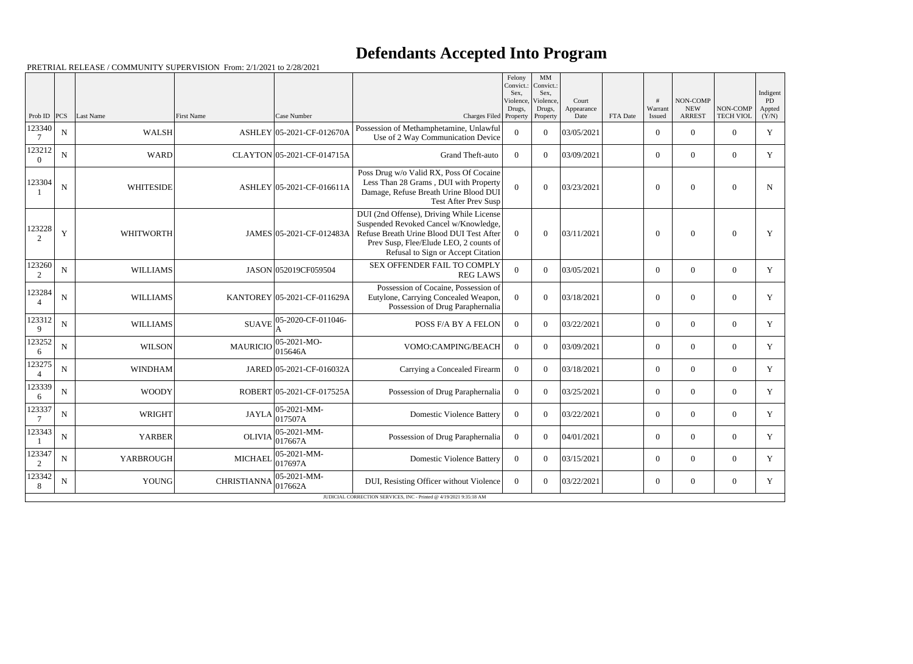# Defendants Accepted Into Program

PRETRIAL RELEASE / COMMUNITY SUPERVISION From: 2/1/2021 to 2/28/2021

| Prob ID | PCS | Last Name | First Name | Case Number | Charges Filed | Felony Convict.: Sex, Violence, Drugs, Property | MM Convict.: Sex, Violence, Drugs, Property | Court Appearance Date | FTA Date | # Warrant Issued | NON-COMP NEW ARREST | NON-COMP TECH VIOL | Indigent PD Appted (Y/N) |
|---|---|---|---|---|---|---|---|---|---|---|---|---|---|
| 1233407 | N | WALSH | ASHLEY | 05-2021-CF-012670A | Possession of Methamphetamine, Unlawful Use of 2 Way Communication Device | 0 | 0 | 03/05/2021 | | 0 | 0 | 0 | Y |
| 1232120 | N | WARD | CLAYTON | 05-2021-CF-014715A | Grand Theft-auto | 0 | 0 | 03/09/2021 | | 0 | 0 | 0 | Y |
| 1233041 | N | WHITESIDE | ASHLEY | 05-2021-CF-016611A | Poss Drug w/o Valid RX, Poss Of Cocaine Less Than 28 Grams , DUI with Property Damage, Refuse Breath Urine Blood DUI Test After Prev Susp | 0 | 0 | 03/23/2021 | | 0 | 0 | 0 | N |
| 1232282 | Y | WHITWORTH | JAMES | 05-2021-CF-012483A | DUI (2nd Offense), Driving While License Suspended Revoked Cancel w/Knowledge, Refuse Breath Urine Blood DUI Test After Prev Susp, Flee/Elude LEO, 2 counts of Refusal to Sign or Accept Citation | 0 | 0 | 03/11/2021 | | 0 | 0 | 0 | Y |
| 1232602 | N | WILLIAMS | JASON | 052019CF059504 | SEX OFFENDER FAIL TO COMPLY REG LAWS | 0 | 0 | 03/05/2021 | | 0 | 0 | 0 | Y |
| 1232844 | N | WILLIAMS | KANTOREY | 05-2021-CF-011629A | Possession of Cocaine, Possession of Eutylone, Carrying Concealed Weapon, Possession of Drug Paraphernalia | 0 | 0 | 03/18/2021 | | 0 | 0 | 0 | Y |
| 1233129 | N | WILLIAMS | SUAVE | 05-2020-CF-011046-A | POSS F/A BY A FELON | 0 | 0 | 03/22/2021 | | 0 | 0 | 0 | Y |
| 1232526 | N | WILSON | MAURICIO | 05-2021-MO-015646A | VOMO:CAMPING/BEACH | 0 | 0 | 03/09/2021 | | 0 | 0 | 0 | Y |
| 1232754 | N | WINDHAM | JARED | 05-2021-CF-016032A | Carrying a Concealed Firearm | 0 | 0 | 03/18/2021 | | 0 | 0 | 0 | Y |
| 1233396 | N | WOODY | ROBERT | 05-2021-CF-017525A | Possession of Drug Paraphernalia | 0 | 0 | 03/25/2021 | | 0 | 0 | 0 | Y |
| 1233377 | N | WRIGHT | JAYLA | 05-2021-MM-017507A | Domestic Violence Battery | 0 | 0 | 03/22/2021 | | 0 | 0 | 0 | Y |
| 1233431 | N | YARBER | OLIVIA | 05-2021-MM-017667A | Possession of Drug Paraphernalia | 0 | 0 | 04/01/2021 | | 0 | 0 | 0 | Y |
| 1233472 | N | YARBROUGH | MICHAEL | 05-2021-MM-017697A | Domestic Violence Battery | 0 | 0 | 03/15/2021 | | 0 | 0 | 0 | Y |
| 1233428 | N | YOUNG | CHRISTIANNA | 05-2021-MM-017662A | DUI, Resisting Officer without Violence | 0 | 0 | 03/22/2021 | | 0 | 0 | 0 | Y |

JUDICIAL CORRECTION SERVICES, INC - Printed @ 4/19/2021 9:35:18 AM